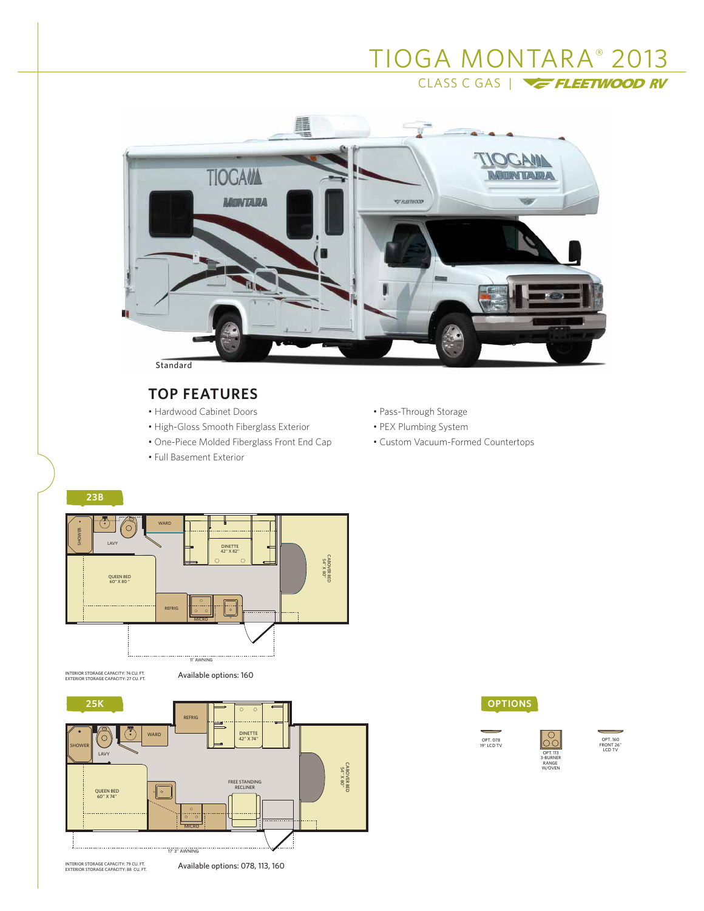# TIOGA MONTARA® 2013

CLASS C GAS | FLEETWOOD RV

Standard

## TOP FEATURES

- Hardwood Cabinet Doors
- High-Gloss Smooth Fiberglass Exterior
- One-Piece Molded Fiberglass Front End Cap
- Full Basement Exterior
- Pass-Through Storage
- PEX Plumbing System
- Custom Vacuum-Formed Countertops

## 23B

SHOWER
LAVY
WARD
DINETTE 42" X 82"
CABOVER BED 54" X 80"
QUEEN BED 60" X 80"
REFRIG
MICRO
11' AWNING

INTERIOR STORAGE CAPACITY: 74 CU. FT.
EXTERIOR STORAGE CAPACITY: 27 CU. FT.

Available options: 160

## 25K

REFRIG
DINETTE 42" X 74"
SHOWER
LAVY
WARD
CABOVER BED 54" X 80"
FREE STANDING RECLINER
QUEEN BED 60" X 74"
MICRO
17' 3" AWNING

INTERIOR STORAGE CAPACITY: 79 CU. FT.
EXTERIOR STORAGE CAPACITY: 88 CU. FT.

Available options: 078, 113, 160

## OPTIONS

OPT. 078 19" LCD TV

OPT. 113 3-BURNER RANGE W/OVEN

OPT. 160 FRONT 26" LCD TV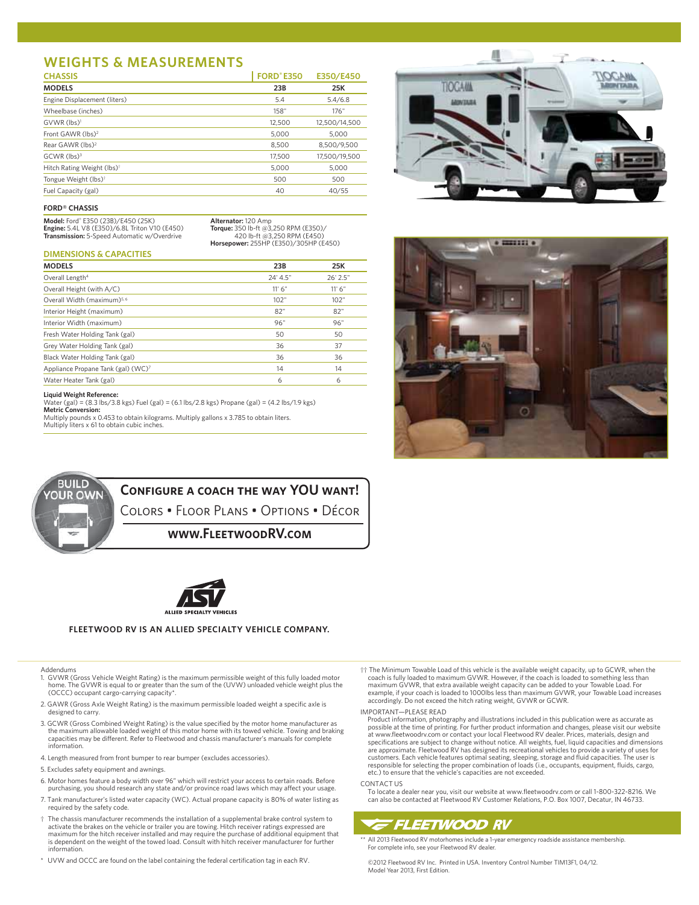# WEIGHTS & MEASUREMENTS

| CHASSIS | FORD® E350 | E350/E450 |
|---|---|---|
| **MODELS** | **23B** | **25K** |
| Engine Displacement (liters) | 5.4 | 5.4/6.8 |
| Wheelbase (inches) | 158" | 176" |
| GVWR (lbs)[1] | 12,500 | 12,500/14,500 |
| Front GAWR (lbs)[2] | 5,000 | 5,000 |
| Rear GAWR (lbs)[2] | 8,500 | 8,500/9,500 |
| GCWR (lbs)[3] | 17,500 | 17,500/19,500 |
| Hitch Rating Weight (lbs)[†] | 5,000 | 5,000 |
| Tongue Weight (lbs)[†] | 500 | 500 |
| Fuel Capacity (gal) | 40 | 40/55 |

### FORD® CHASSIS

**Model:** Ford® E350 (23B)/E450 (25K)
**Engine:** 5.4L V8 (E350)/6.8L Triton V10 (E450)
**Transmission:** 5-Speed Automatic w/Overdrive

**Alternator:** 120 Amp
**Torque:** 350 lb-ft @3,250 RPM (E350)/ 420 lb-ft @3,250 RPM (E450)
**Horsepower:** 255HP (E350)/305HP (E450)

### DIMENSIONS & CAPACITIES

| MODELS | 23B | 25K |
|---|---|---|
| Overall Length[4] | 24' 4.5" | 26' 2.5" |
| Overall Height (with A/C) | 11' 6" | 11' 6" |
| Overall Width (maximum)[5, 6] | 102" | 102" |
| Interior Height (maximum) | 82" | 82" |
| Interior Width (maximum) | 96" | 96" |
| Fresh Water Holding Tank (gal) | 50 | 50 |
| Grey Water Holding Tank (gal) | 36 | 37 |
| Black Water Holding Tank (gal) | 36 | 36 |
| Appliance Propane Tank (gal) (WC)[7] | 14 | 14 |
| Water Heater Tank (gal) | 6 | 6 |

**Liquid Weight Reference:**
Water (gal) = (8.3 lbs/3.8 kgs) Fuel (gal) = (6.1 lbs/2.8 kgs) Propane (gal) = (4.2 lbs/1.9 kgs)
**Metric Conversion:**
Multiply pounds x 0.453 to obtain kilograms. Multiply gallons x 3.785 to obtain liters.
Multiply liters x 61 to obtain cubic inches.

BUILD YOUR OWN

**CONFIGURE A COACH THE WAY YOU WANT!**

COLORS • FLOOR PLANS • OPTIONS • DÉCOR

**WWW.FLEETWOODRV.COM**

ALLIED SPECIALTY VEHICLES

**FLEETWOOD RV IS AN ALLIED SPECIALTY VEHICLE COMPANY.**

Addendums

1. GVWR (Gross Vehicle Weight Rating) is the maximum permissible weight of this fully loaded motor home. The GVWR is equal to or greater than the sum of the (UVW) unloaded vehicle weight plus the (OCCC) occupant cargo-carrying capacity*.
2. GAWR (Gross Axle Weight Rating) is the maximum permissible loaded weight a specific axle is designed to carry.
3. GCWR (Gross Combined Weight Rating) is the value specified by the motor home manufacturer as the maximum allowable loaded weight of this motor home with its towed vehicle. Towing and braking capacities may be different. Refer to Fleetwood and chassis manufacturer's manuals for complete information.
4. Length measured from front bumper to rear bumper (excludes accessories).
5. Excludes safety equipment and awnings.
6. Motor homes feature a body width over 96" which will restrict your access to certain roads. Before purchasing, you should research any state and/or province road laws which may affect your usage.
7. Tank manufacturer's listed water capacity (WC). Actual propane capacity is 80% of water listing as required by the safety code.

† The chassis manufacturer recommends the installation of a supplemental brake control system to activate the brakes on the vehicle or trailer you are towing. Hitch receiver ratings expressed are maximum for the hitch receiver installed and may require the purchase of additional equipment that is dependent on the weight of the towed load. Consult with hitch receiver manufacturer for further information.

\* UVW and OCCC are found on the label containing the federal certification tag in each RV.

†† The Minimum Towable Load of this vehicle is the available weight capacity, up to GCWR, when the coach is fully loaded to maximum GVWR. However, if the coach is loaded to something less than maximum GVWR, that extra available weight capacity can be added to your Towable Load. For example, if your coach is loaded to 1000lbs less than maximum GVWR, your Towable Load increases accordingly. Do not exceed the hitch rating weight, GVWR or GCWR.

IMPORTANT—PLEASE READ

Product information, photography and illustrations included in this publication were as accurate as possible at the time of printing. For further product information and changes, please visit our website at www.fleetwoodrv.com or contact your local Fleetwood RV dealer. Prices, materials, design and specifications are subject to change without notice. All weights, fuel, liquid capacities and dimensions are approximate. Fleetwood RV has designed its recreational vehicles to provide a variety of uses for customers. Each vehicle features optimal seating, sleeping, storage and fluid capacities. The user is responsible for selecting the proper combination of loads (i.e., occupants, equipment, fluids, cargo, etc.) to ensure that the vehicle's capacities are not exceeded.

CONTACT US

To locate a dealer near you, visit our website at www.fleetwoodrv.com or call 1-800-322-8216. We can also be contacted at Fleetwood RV Customer Relations, P.O. Box 1007, Decatur, IN 46733.

FLEETWOOD RV

** All 2013 Fleetwood RV motorhomes include a 1-year emergency roadside assistance membership. For complete info, see your Fleetwood RV dealer.

©2012 Fleetwood RV Inc. Printed in USA. Inventory Control Number TIM13F1, 04/12. Model Year 2013, First Edition.